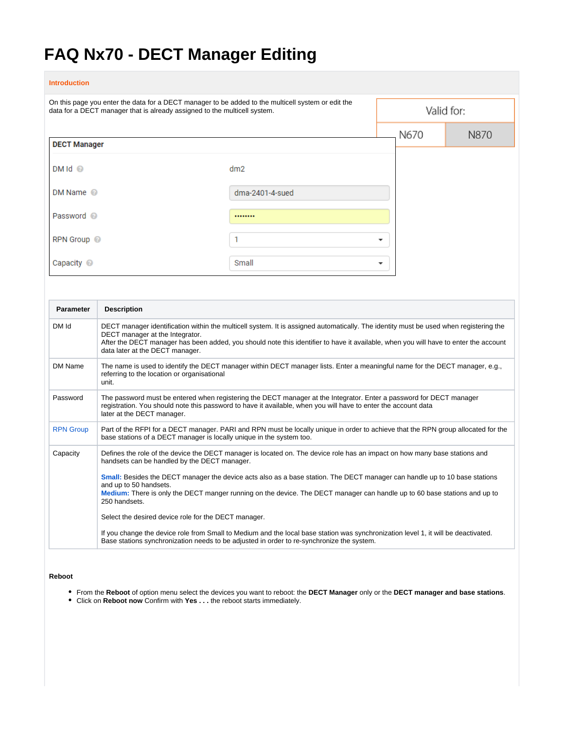# FAQ Nx70 - DECT Manager Editing

**Introduction**

On this page you enter the data for a DECT manager to be added to the multicell system or edit the data for a DECT manager that is already assigned to the multicell system.

| Valid for: | |
|---|---|
| N670 | N870 |

**DECT Manager**

| | |
|---|---|
| DM Id | dm2 |
| DM Name | dma-2401-4-sued |
| Password | •••••••• |
| RPN Group | 1 |
| Capacity | Small |

| Parameter | Description |
|---|---|
| DM Id | DECT manager identification within the multicell system. It is assigned automatically. The identity must be used when registering the DECT manager at the Integrator.<br>After the DECT manager has been added, you should note this identifier to have it available, when you will have to enter the account data later at the DECT manager. |
| DM Name | The name is used to identify the DECT manager within DECT manager lists. Enter a meaningful name for the DECT manager, e.g., referring to the location or organisational unit. |
| Password | The password must be entered when registering the DECT manager at the Integrator. Enter a password for DECT manager registration. You should note this password to have it available, when you will have to enter the account data later at the DECT manager. |
| RPN Group | Part of the RFPI for a DECT manager. PARI and RPN must be locally unique in order to achieve that the RPN group allocated for the base stations of a DECT manager is locally unique in the system too. |
| Capacity | Defines the role of the device the DECT manager is located on. The device role has an impact on how many base stations and handsets can be handled by the DECT manager.<br><br>**Small:** Besides the DECT manager the device acts also as a base station. The DECT manager can handle up to 10 base stations and up to 50 handsets.<br>**Medium:** There is only the DECT manger running on the device. The DECT manager can handle up to 60 base stations and up to 250 handsets.<br><br>Select the desired device role for the DECT manager.<br><br>If you change the device role from Small to Medium and the local base station was synchronization level 1, it will be deactivated. Base stations synchronization needs to be adjusted in order to re-synchronize the system. |

**Reboot**

- From the **Reboot** of option menu select the devices you want to reboot: the **DECT Manager** only or the **DECT manager and base stations**.
- Click on **Reboot now** Confirm with **Yes . . .** the reboot starts immediately.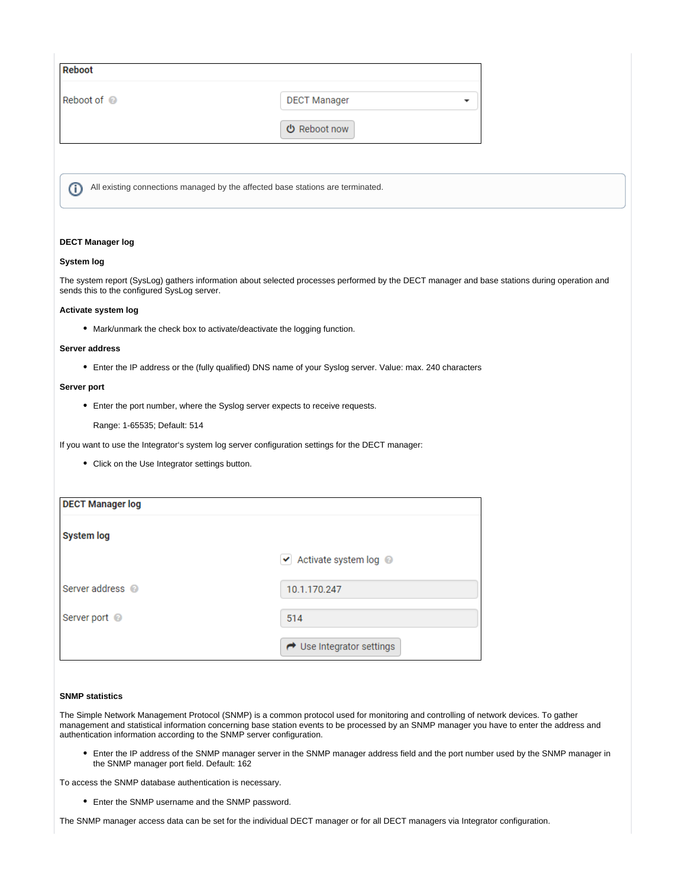| Reboot | |
|---|---|
| Reboot of | DECT Manager |
| | Reboot now |

All existing connections managed by the affected base stations are terminated.

**DECT Manager log**

**System log**

The system report (SysLog) gathers information about selected processes performed by the DECT manager and base stations during operation and sends this to the configured SysLog server.

**Activate system log**

- Mark/unmark the check box to activate/deactivate the logging function.

**Server address**

- Enter the IP address or the (fully qualified) DNS name of your Syslog server. Value: max. 240 characters

**Server port**

- Enter the port number, where the Syslog server expects to receive requests.

  Range: 1-65535; Default: 514

If you want to use the Integrator's system log server configuration settings for the DECT manager:

- Click on the Use Integrator settings button.

| DECT Manager log | |
|---|---|
| System log | |
| | ☑ Activate system log |
| Server address | 10.1.170.247 |
| Server port | 514 |
| | Use Integrator settings |

**SNMP statistics**

The Simple Network Management Protocol (SNMP) is a common protocol used for monitoring and controlling of network devices. To gather management and statistical information concerning base station events to be processed by an SNMP manager you have to enter the address and authentication information according to the SNMP server configuration.

- Enter the IP address of the SNMP manager server in the SNMP manager address field and the port number used by the SNMP manager in the SNMP manager port field. Default: 162

To access the SNMP database authentication is necessary.

- Enter the SNMP username and the SNMP password.

The SNMP manager access data can be set for the individual DECT manager or for all DECT managers via Integrator configuration.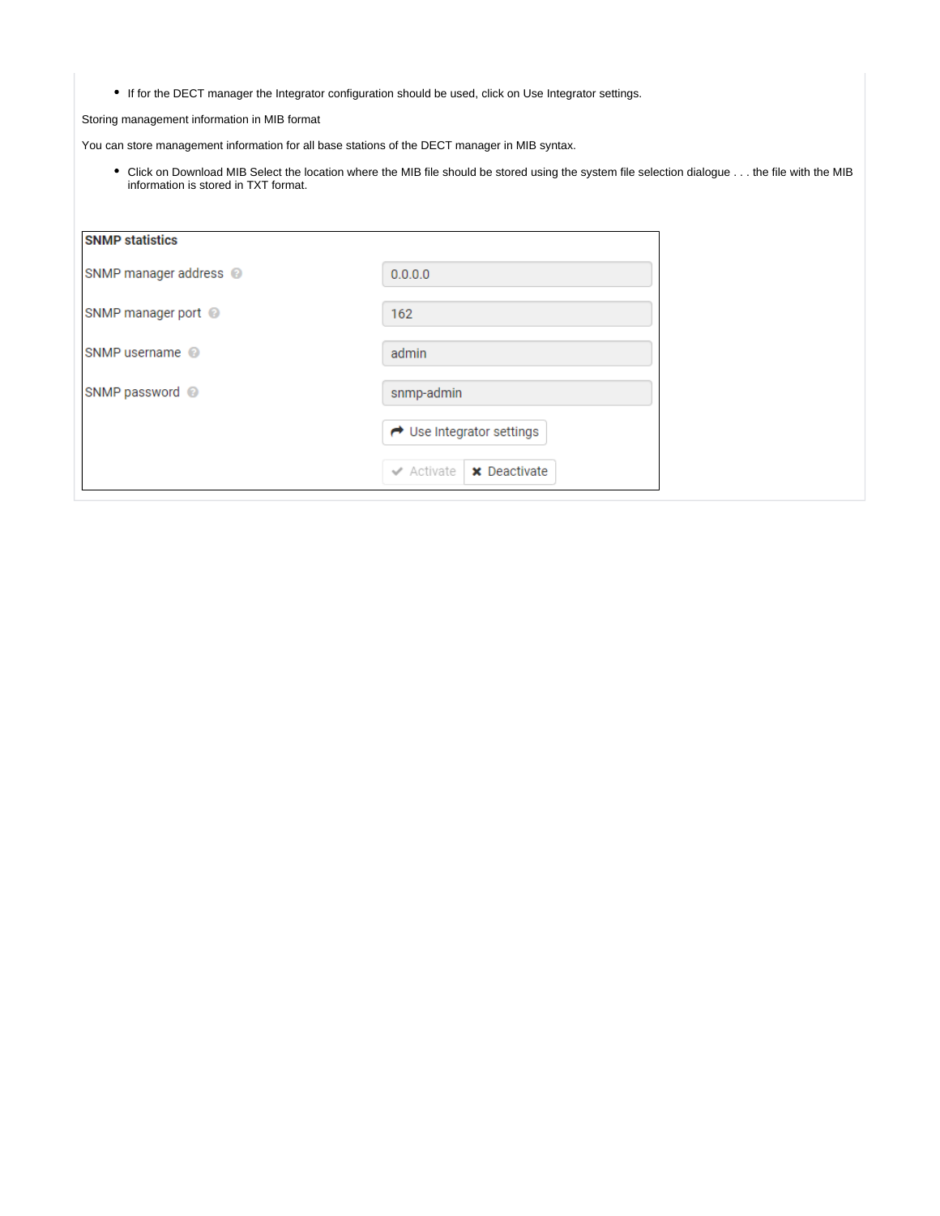- If for the DECT manager the Integrator configuration should be used, click on Use Integrator settings.

Storing management information in MIB format

You can store management information for all base stations of the DECT manager in MIB syntax.

- Click on Download MIB Select the location where the MIB file should be stored using the system file selection dialogue . . . the file with the MIB information is stored in TXT format.

**SNMP statistics**

| | |
|---|---|
| SNMP manager address | 0.0.0.0 |
| SNMP manager port | 162 |
| SNMP username | admin |
| SNMP password | snmp-admin |
| | Use Integrator settings |
| | Activate / Deactivate |